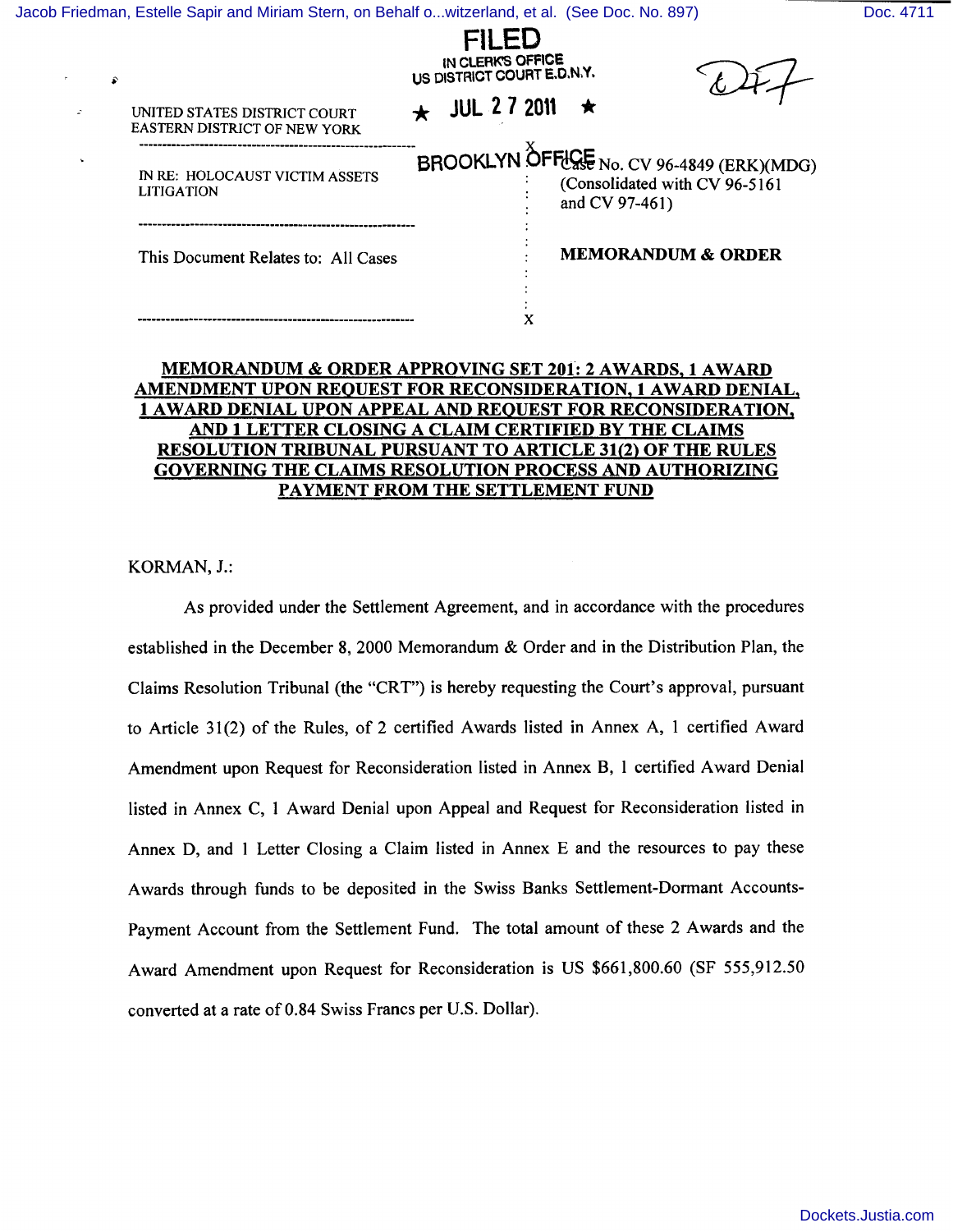FILED
IN CLERK'S OFFICE
US DISTRICT COURT E.D.N.Y.

★ JUL 27 2011 ★

BROOKLYN OFFICE

UNITED STATES DISTRICT COURT
EASTERN DISTRICT OF NEW YORK

IN RE: HOLOCAUST VICTIM ASSETS LITIGATION

Case No. CV 96-4849 (ERK)(MDG)
(Consolidated with CV 96-5161 and CV 97-461)

This Document Relates to: All Cases

**MEMORANDUM & ORDER**

**MEMORANDUM & ORDER APPROVING SET 201: 2 AWARDS, 1 AWARD AMENDMENT UPON REQUEST FOR RECONSIDERATION, 1 AWARD DENIAL, 1 AWARD DENIAL UPON APPEAL AND REQUEST FOR RECONSIDERATION, AND 1 LETTER CLOSING A CLAIM CERTIFIED BY THE CLAIMS RESOLUTION TRIBUNAL PURSUANT TO ARTICLE 31(2) OF THE RULES GOVERNING THE CLAIMS RESOLUTION PROCESS AND AUTHORIZING PAYMENT FROM THE SETTLEMENT FUND**

KORMAN, J.:

As provided under the Settlement Agreement, and in accordance with the procedures established in the December 8, 2000 Memorandum & Order and in the Distribution Plan, the Claims Resolution Tribunal (the "CRT") is hereby requesting the Court's approval, pursuant to Article 31(2) of the Rules, of 2 certified Awards listed in Annex A, 1 certified Award Amendment upon Request for Reconsideration listed in Annex B, 1 certified Award Denial listed in Annex C, 1 Award Denial upon Appeal and Request for Reconsideration listed in Annex D, and 1 Letter Closing a Claim listed in Annex E and the resources to pay these Awards through funds to be deposited in the Swiss Banks Settlement-Dormant Accounts-Payment Account from the Settlement Fund. The total amount of these 2 Awards and the Award Amendment upon Request for Reconsideration is US $661,800.60 (SF 555,912.50 converted at a rate of 0.84 Swiss Francs per U.S. Dollar).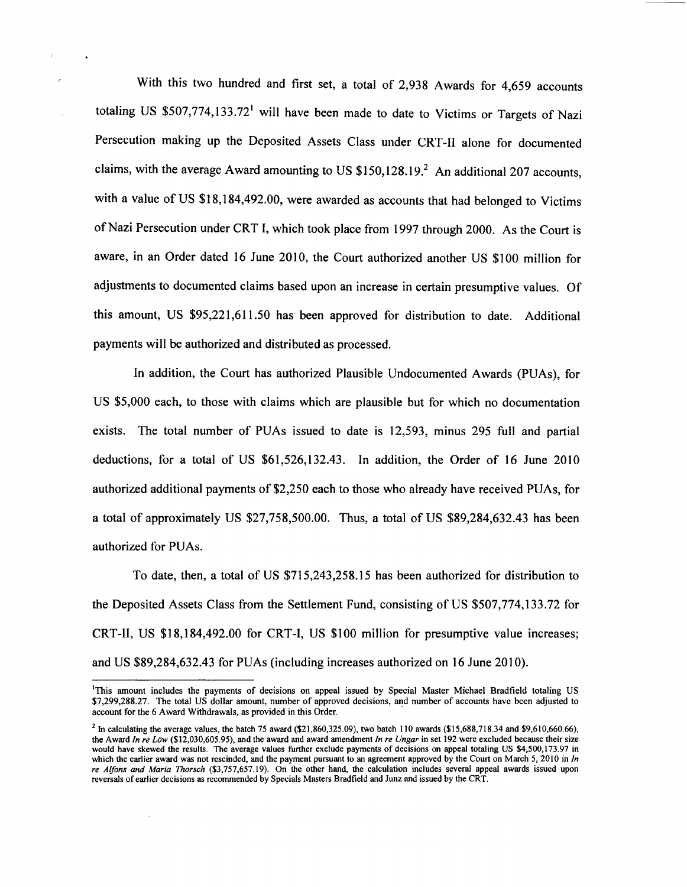With this two hundred and first set, a total of 2,938 Awards for 4,659 accounts totaling US $507,774,133.72[1] will have been made to date to Victims or Targets of Nazi Persecution making up the Deposited Assets Class under CRT-II alone for documented claims, with the average Award amounting to US $150,128.19.[2] An additional 207 accounts, with a value of US $18,184,492.00, were awarded as accounts that had belonged to Victims of Nazi Persecution under CRT I, which took place from 1997 through 2000. As the Court is aware, in an Order dated 16 June 2010, the Court authorized another US $100 million for adjustments to documented claims based upon an increase in certain presumptive values. Of this amount, US $95,221,611.50 has been approved for distribution to date. Additional payments will be authorized and distributed as processed.

In addition, the Court has authorized Plausible Undocumented Awards (PUAs), for US $5,000 each, to those with claims which are plausible but for which no documentation exists. The total number of PUAs issued to date is 12,593, minus 295 full and partial deductions, for a total of US $61,526,132.43. In addition, the Order of 16 June 2010 authorized additional payments of $2,250 each to those who already have received PUAs, for a total of approximately US $27,758,500.00. Thus, a total of US $89,284,632.43 has been authorized for PUAs.

To date, then, a total of US $715,243,258.15 has been authorized for distribution to the Deposited Assets Class from the Settlement Fund, consisting of US $507,774,133.72 for CRT-II, US $18,184,492.00 for CRT-I, US $100 million for presumptive value increases; and US $89,284,632.43 for PUAs (including increases authorized on 16 June 2010).

---

[1] This amount includes the payments of decisions on appeal issued by Special Master Michael Bradfield totaling US $7,299,288.27. The total US dollar amount, number of approved decisions, and number of accounts have been adjusted to account for the 6 Award Withdrawals, as provided in this Order.

[2] In calculating the average values, the batch 75 award ($21,860,325.09), two batch 110 awards ($15,688,718.34 and $9,610,660.66), the Award *In re Löw* ($12,030,605.95), and the award and award amendment *In re Ungar* in set 192 were excluded because their size would have skewed the results. The average values further exclude payments of decisions on appeal totaling US $4,500,173.97 in which the earlier award was not rescinded, and the payment pursuant to an agreement approved by the Court on March 5, 2010 in *In re Alfons and Maria Thorsch* ($3,757,657.19). On the other hand, the calculation includes several appeal awards issued upon reversals of earlier decisions as recommended by Specials Masters Bradfield and Junz and issued by the CRT.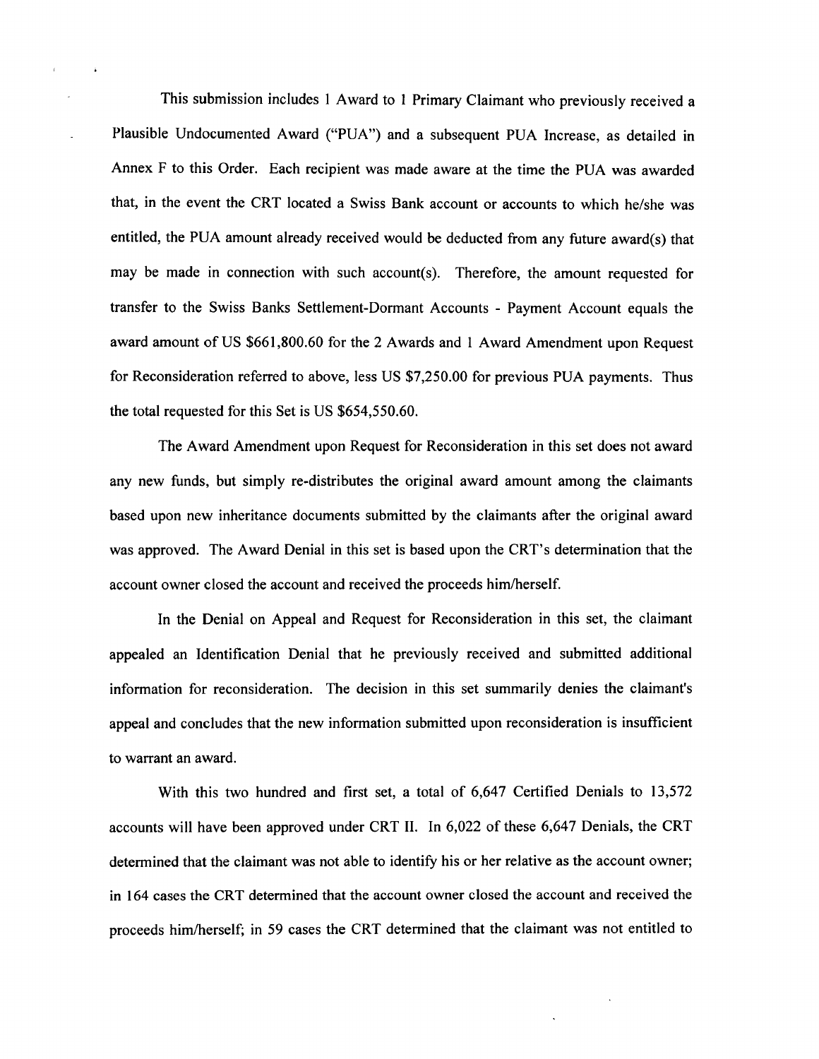This submission includes 1 Award to 1 Primary Claimant who previously received a Plausible Undocumented Award ("PUA") and a subsequent PUA Increase, as detailed in Annex F to this Order. Each recipient was made aware at the time the PUA was awarded that, in the event the CRT located a Swiss Bank account or accounts to which he/she was entitled, the PUA amount already received would be deducted from any future award(s) that may be made in connection with such account(s). Therefore, the amount requested for transfer to the Swiss Banks Settlement-Dormant Accounts - Payment Account equals the award amount of US $661,800.60 for the 2 Awards and 1 Award Amendment upon Request for Reconsideration referred to above, less US $7,250.00 for previous PUA payments. Thus the total requested for this Set is US $654,550.60.

The Award Amendment upon Request for Reconsideration in this set does not award any new funds, but simply re-distributes the original award amount among the claimants based upon new inheritance documents submitted by the claimants after the original award was approved. The Award Denial in this set is based upon the CRT's determination that the account owner closed the account and received the proceeds him/herself.

In the Denial on Appeal and Request for Reconsideration in this set, the claimant appealed an Identification Denial that he previously received and submitted additional information for reconsideration. The decision in this set summarily denies the claimant's appeal and concludes that the new information submitted upon reconsideration is insufficient to warrant an award.

With this two hundred and first set, a total of 6,647 Certified Denials to 13,572 accounts will have been approved under CRT II. In 6,022 of these 6,647 Denials, the CRT determined that the claimant was not able to identify his or her relative as the account owner; in 164 cases the CRT determined that the account owner closed the account and received the proceeds him/herself; in 59 cases the CRT determined that the claimant was not entitled to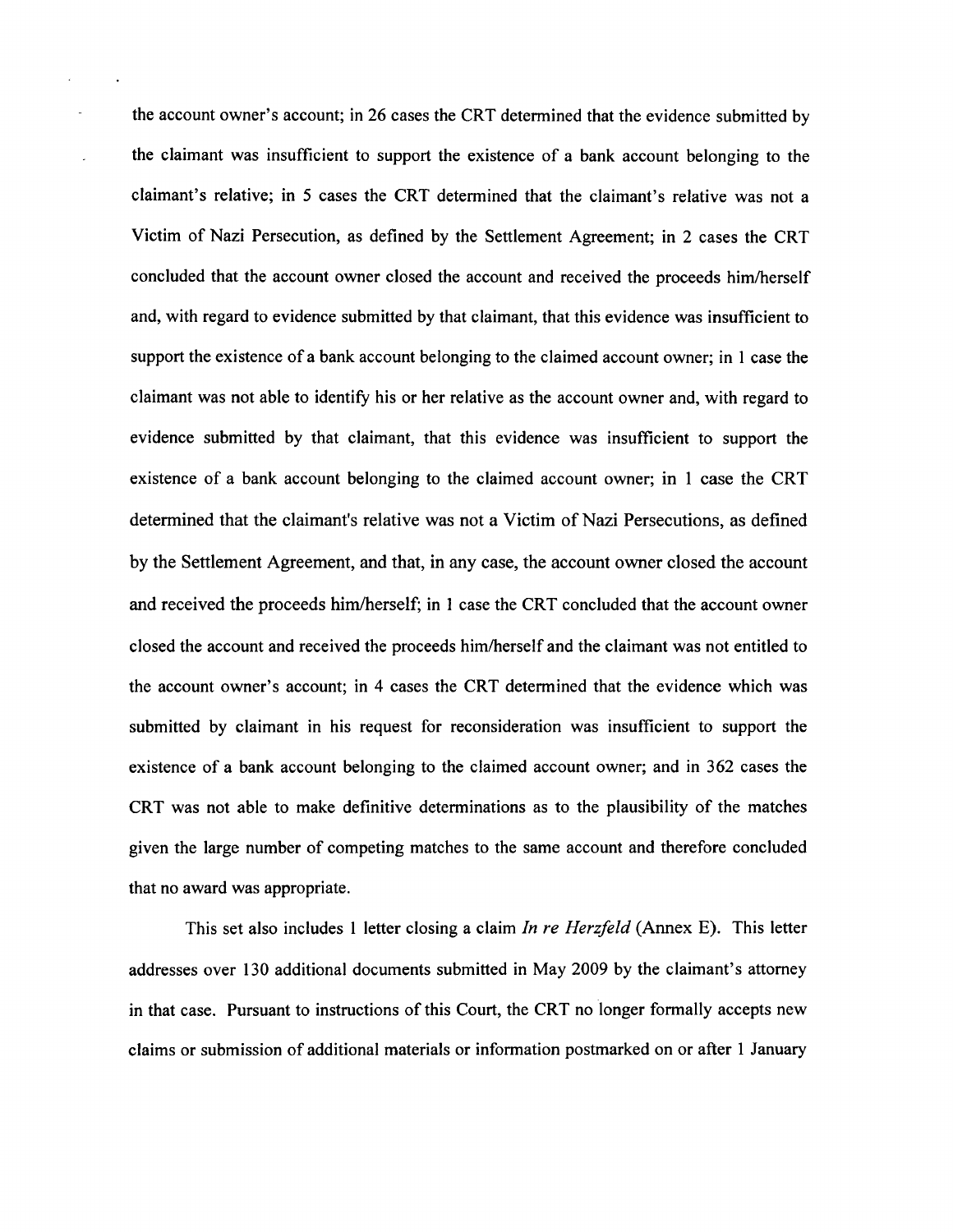the account owner's account; in 26 cases the CRT determined that the evidence submitted by the claimant was insufficient to support the existence of a bank account belonging to the claimant's relative; in 5 cases the CRT determined that the claimant's relative was not a Victim of Nazi Persecution, as defined by the Settlement Agreement; in 2 cases the CRT concluded that the account owner closed the account and received the proceeds him/herself and, with regard to evidence submitted by that claimant, that this evidence was insufficient to support the existence of a bank account belonging to the claimed account owner; in 1 case the claimant was not able to identify his or her relative as the account owner and, with regard to evidence submitted by that claimant, that this evidence was insufficient to support the existence of a bank account belonging to the claimed account owner; in 1 case the CRT determined that the claimant's relative was not a Victim of Nazi Persecutions, as defined by the Settlement Agreement, and that, in any case, the account owner closed the account and received the proceeds him/herself; in 1 case the CRT concluded that the account owner closed the account and received the proceeds him/herself and the claimant was not entitled to the account owner's account; in 4 cases the CRT determined that the evidence which was submitted by claimant in his request for reconsideration was insufficient to support the existence of a bank account belonging to the claimed account owner; and in 362 cases the CRT was not able to make definitive determinations as to the plausibility of the matches given the large number of competing matches to the same account and therefore concluded that no award was appropriate.

This set also includes 1 letter closing a claim *In re Herzfeld* (Annex E). This letter addresses over 130 additional documents submitted in May 2009 by the claimant's attorney in that case. Pursuant to instructions of this Court, the CRT no longer formally accepts new claims or submission of additional materials or information postmarked on or after 1 January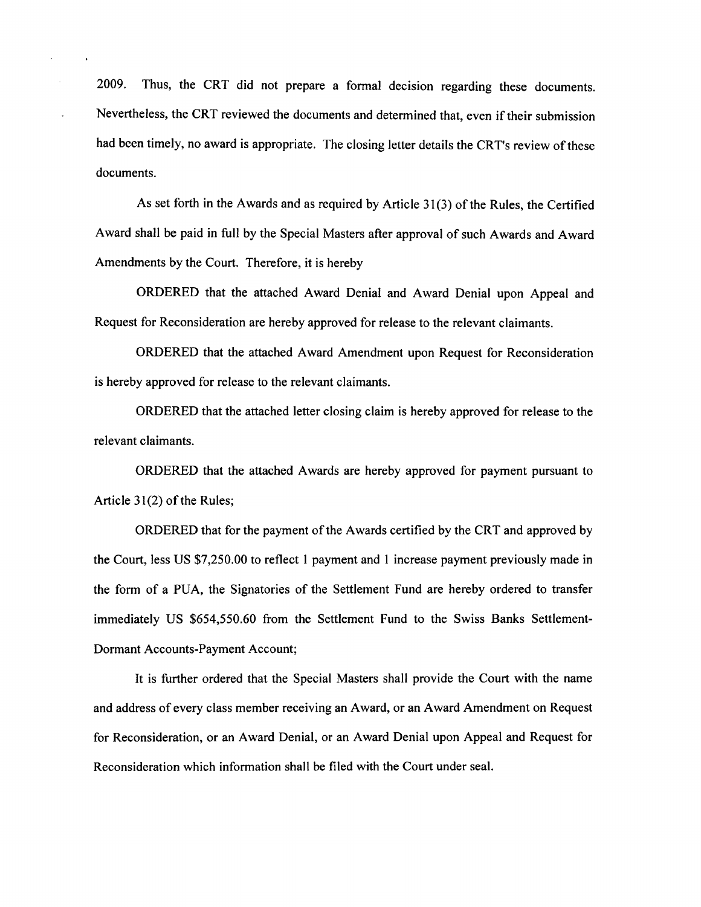2009. Thus, the CRT did not prepare a formal decision regarding these documents. Nevertheless, the CRT reviewed the documents and determined that, even if their submission had been timely, no award is appropriate. The closing letter details the CRT's review of these documents.

As set forth in the Awards and as required by Article 31(3) of the Rules, the Certified Award shall be paid in full by the Special Masters after approval of such Awards and Award Amendments by the Court. Therefore, it is hereby

ORDERED that the attached Award Denial and Award Denial upon Appeal and Request for Reconsideration are hereby approved for release to the relevant claimants.

ORDERED that the attached Award Amendment upon Request for Reconsideration is hereby approved for release to the relevant claimants.

ORDERED that the attached letter closing claim is hereby approved for release to the relevant claimants.

ORDERED that the attached Awards are hereby approved for payment pursuant to Article 31(2) of the Rules;

ORDERED that for the payment of the Awards certified by the CRT and approved by the Court, less US $7,250.00 to reflect 1 payment and 1 increase payment previously made in the form of a PUA, the Signatories of the Settlement Fund are hereby ordered to transfer immediately US $654,550.60 from the Settlement Fund to the Swiss Banks Settlement-Dormant Accounts-Payment Account;

It is further ordered that the Special Masters shall provide the Court with the name and address of every class member receiving an Award, or an Award Amendment on Request for Reconsideration, or an Award Denial, or an Award Denial upon Appeal and Request for Reconsideration which information shall be filed with the Court under seal.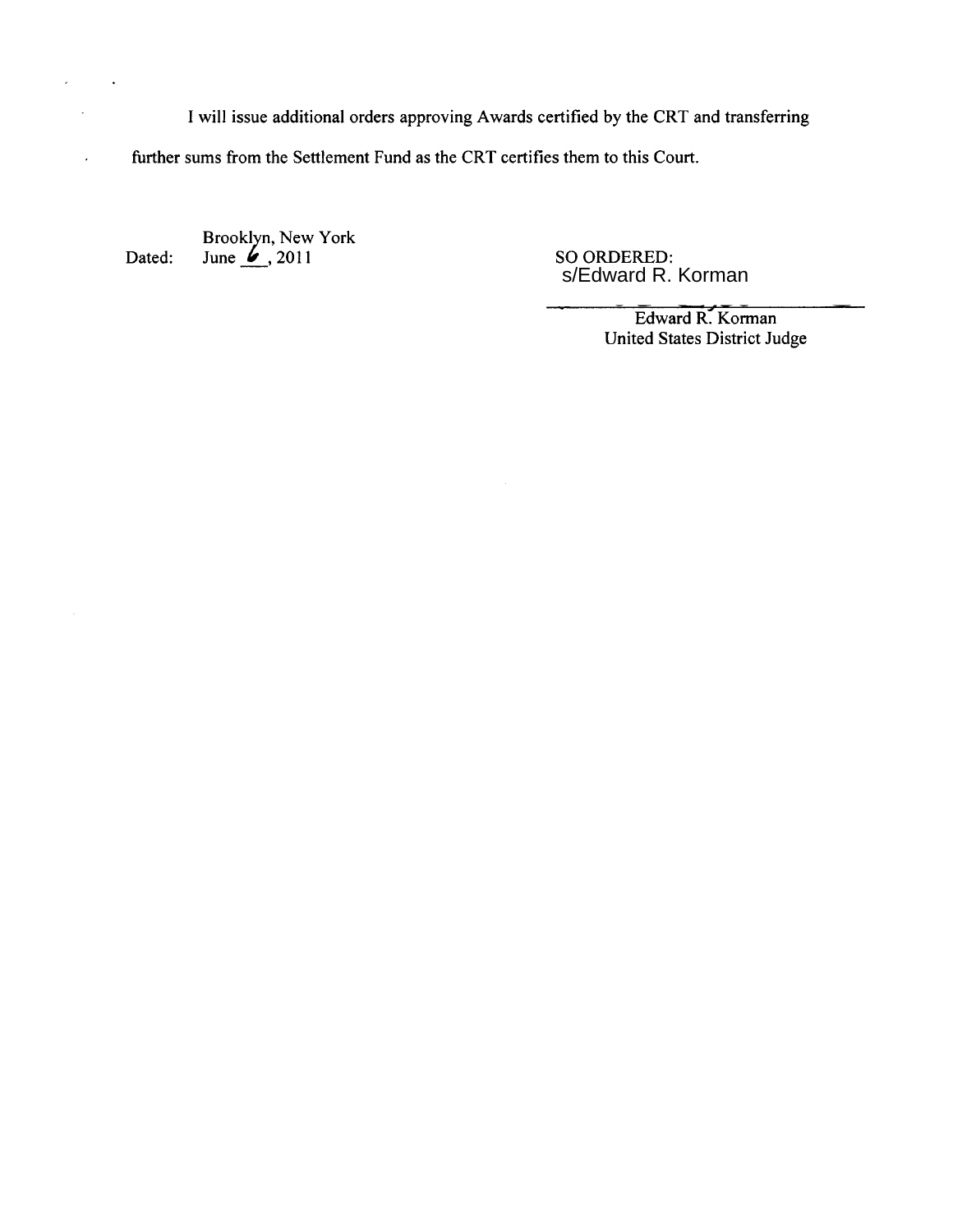I will issue additional orders approving Awards certified by the CRT and transferring further sums from the Settlement Fund as the CRT certifies them to this Court.

Dated: Brooklyn, New York
June 6, 2011

SO ORDERED:
s/Edward R. Korman

Edward R. Korman
United States District Judge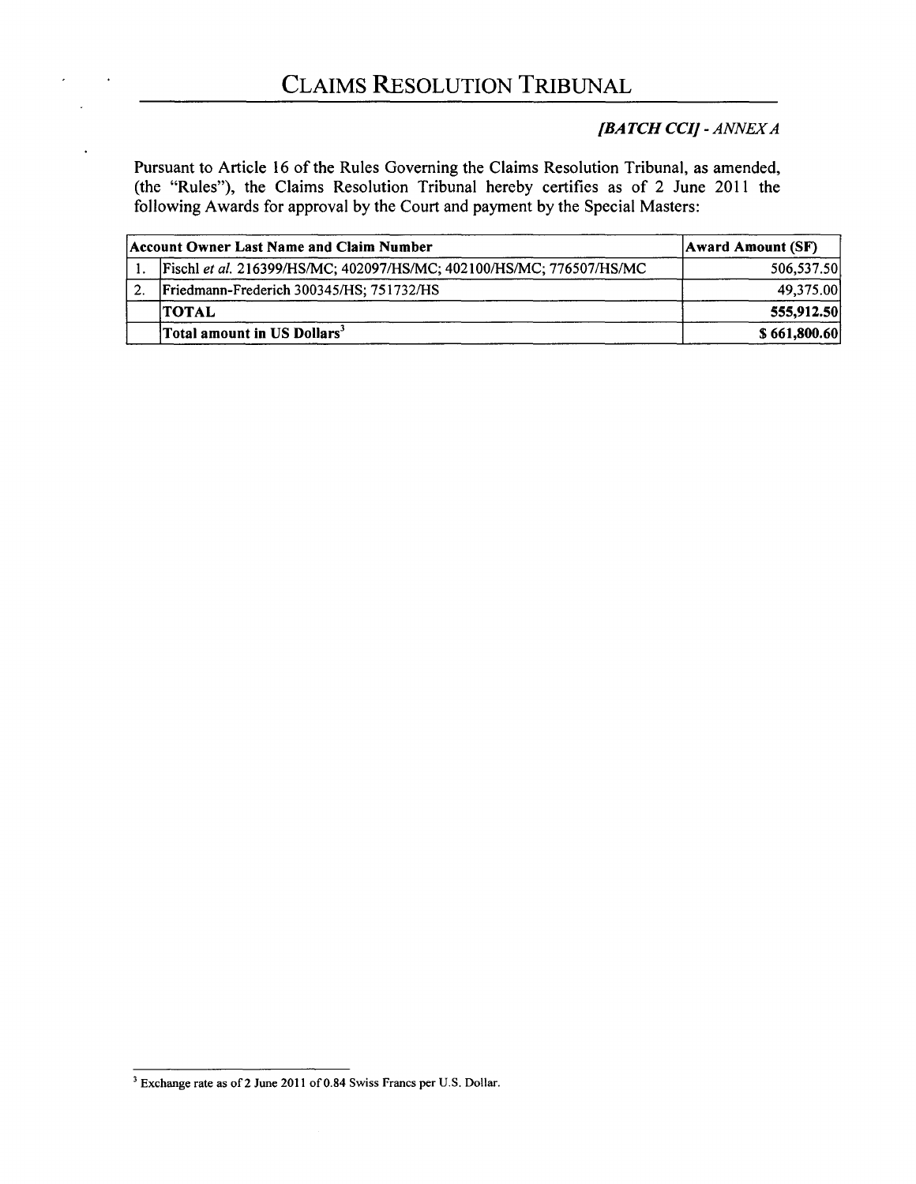# CLAIMS RESOLUTION TRIBUNAL

*[BATCH CCI] - ANNEX A*

Pursuant to Article 16 of the Rules Governing the Claims Resolution Tribunal, as amended, (the "Rules"), the Claims Resolution Tribunal hereby certifies as of 2 June 2011 the following Awards for approval by the Court and payment by the Special Masters:

| | Account Owner Last Name and Claim Number | Award Amount (SF) |
|---|---|---|
| 1. | Fischl *et al.* 216399/HS/MC; 402097/HS/MC; 402100/HS/MC; 776507/HS/MC | 506,537.50 |
| 2. | Friedmann-Frederich 300345/HS; 751732/HS | 49,375.00 |
| | **TOTAL** | **555,912.50** |
| | **Total amount in US Dollars[3]** | **$ 661,800.60** |

[3] Exchange rate as of 2 June 2011 of 0.84 Swiss Francs per U.S. Dollar.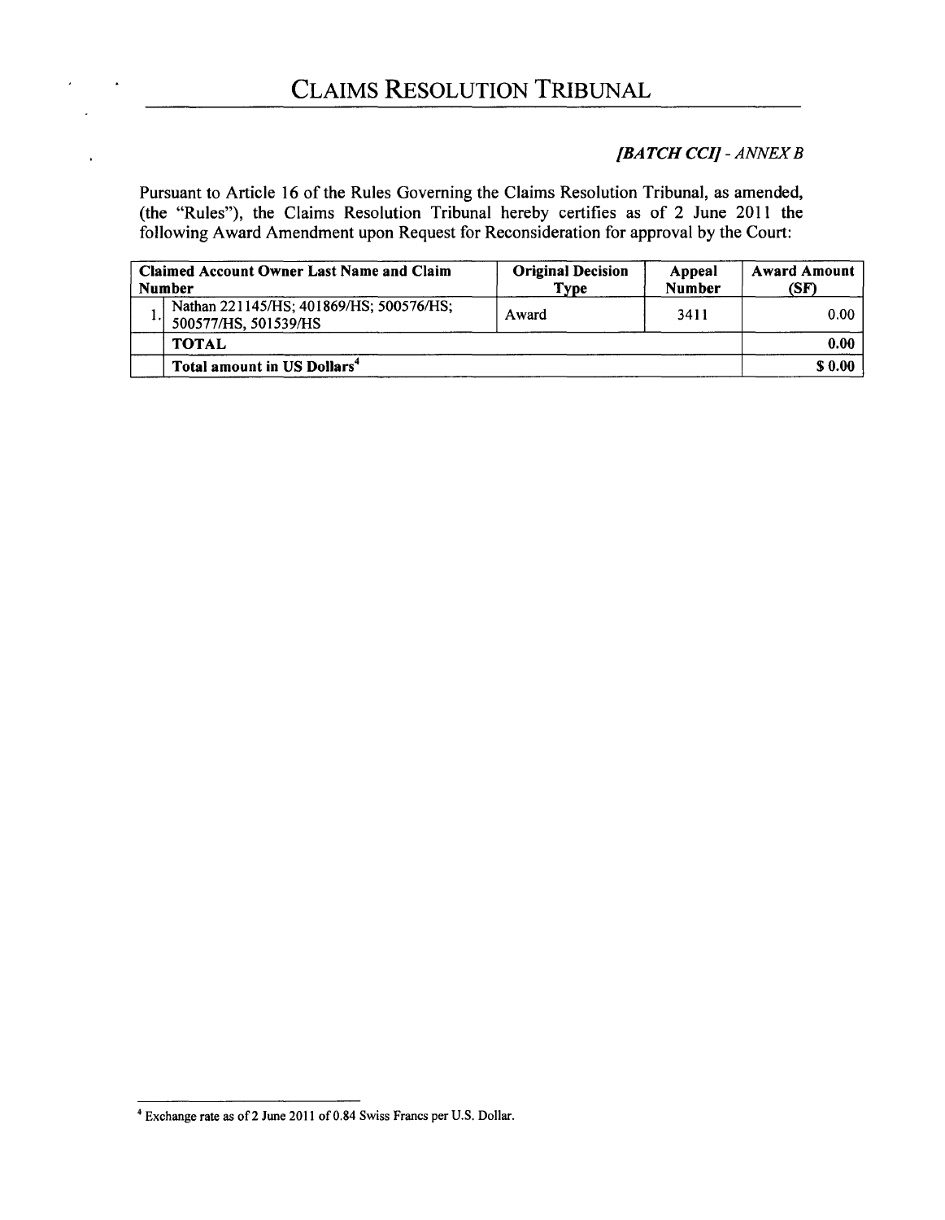# CLAIMS RESOLUTION TRIBUNAL

*[BATCH CCI] - ANNEX B*

Pursuant to Article 16 of the Rules Governing the Claims Resolution Tribunal, as amended, (the "Rules"), the Claims Resolution Tribunal hereby certifies as of 2 June 2011 the following Award Amendment upon Request for Reconsideration for approval by the Court:

| | Claimed Account Owner Last Name and Claim Number | Original Decision Type | Appeal Number | Award Amount (SF) |
|---|---|---|---|---|
| 1. | Nathan 221145/HS; 401869/HS; 500576/HS; 500577/HS, 501539/HS | Award | 3411 | 0.00 |
| | **TOTAL** | | | **0.00** |
| | **Total amount in US Dollars[4]** | | | **$ 0.00** |

[4] Exchange rate as of 2 June 2011 of 0.84 Swiss Francs per U.S. Dollar.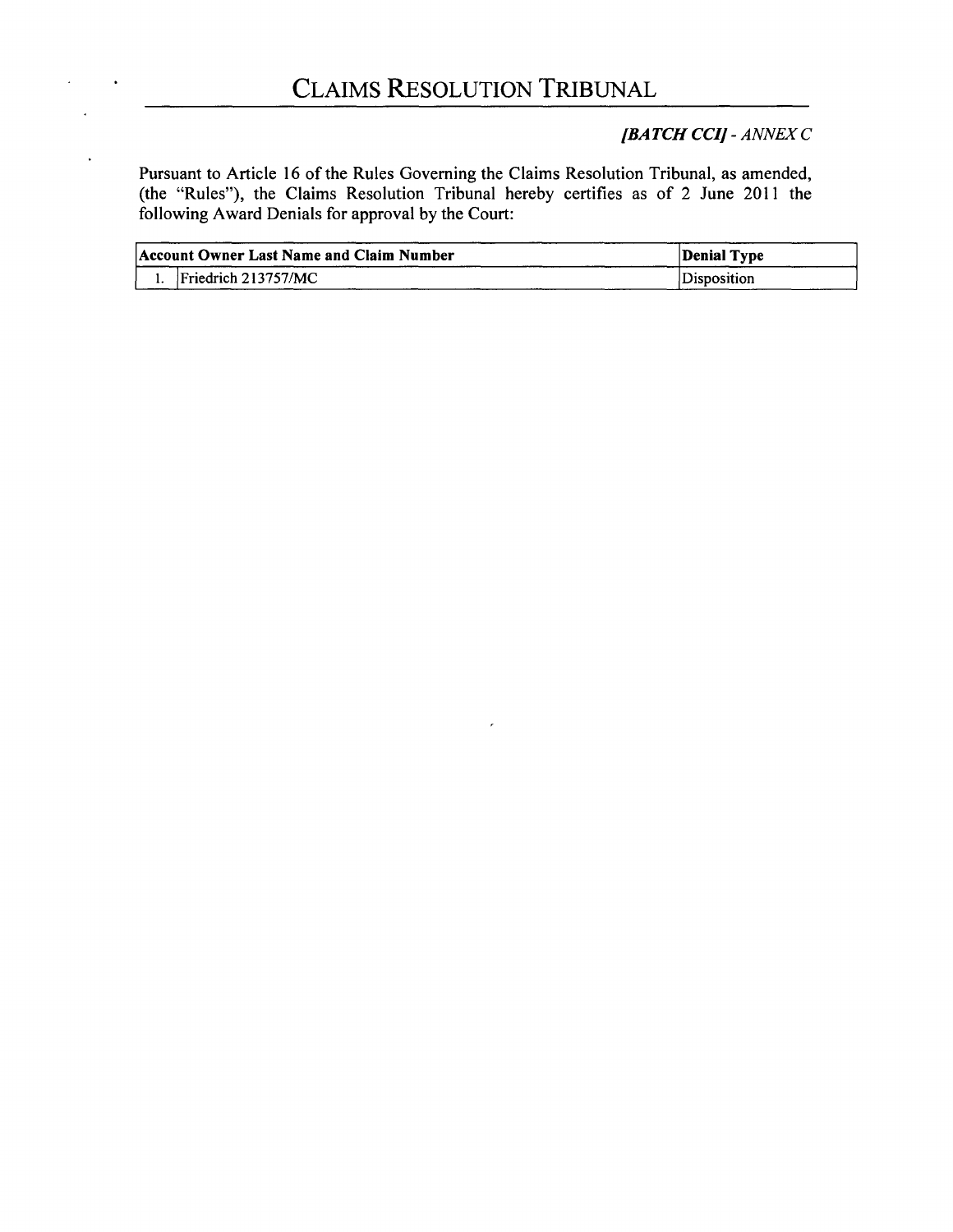# CLAIMS RESOLUTION TRIBUNAL

***[BATCH CCI] - ANNEX C***

Pursuant to Article 16 of the Rules Governing the Claims Resolution Tribunal, as amended, (the "Rules"), the Claims Resolution Tribunal hereby certifies as of 2 June 2011 the following Award Denials for approval by the Court:

| | Account Owner Last Name and Claim Number | Denial Type |
|---|---|---|
| 1. | Friedrich 213757/MC | Disposition |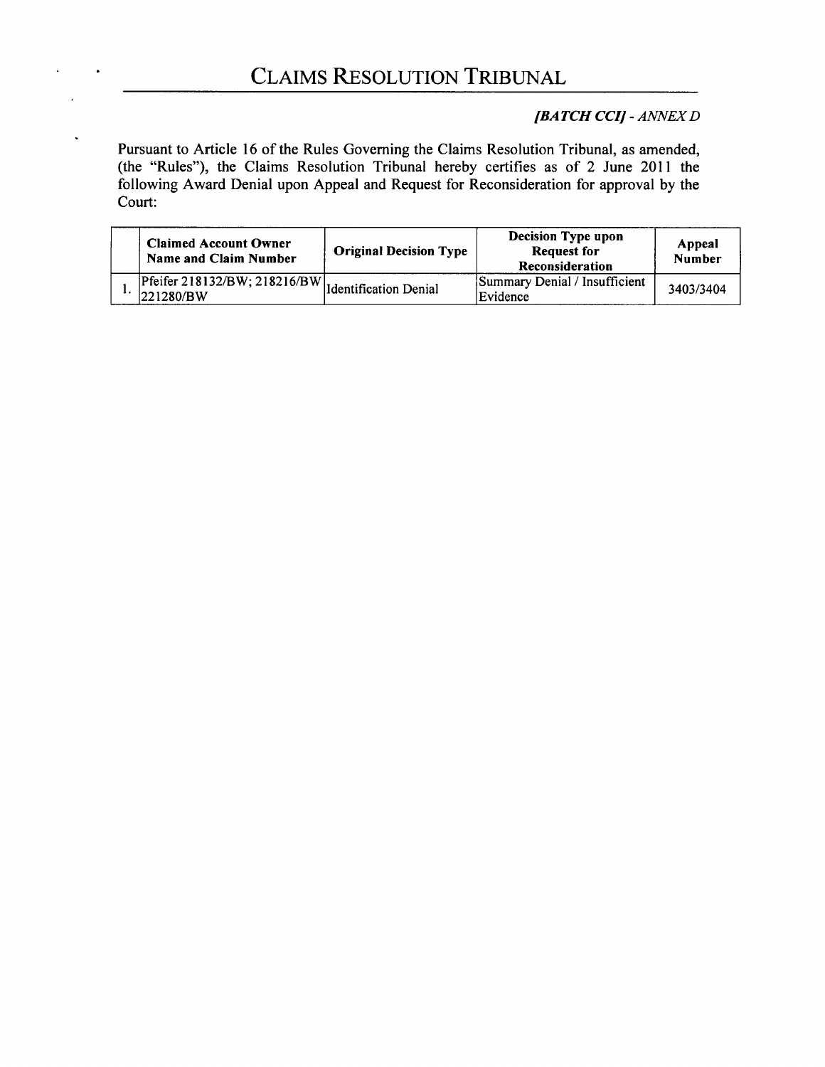# CLAIMS RESOLUTION TRIBUNAL

*[BATCH CCI] - ANNEX D*

Pursuant to Article 16 of the Rules Governing the Claims Resolution Tribunal, as amended, (the "Rules"), the Claims Resolution Tribunal hereby certifies as of 2 June 2011 the following Award Denial upon Appeal and Request for Reconsideration for approval by the Court:

| | Claimed Account Owner Name and Claim Number | Original Decision Type | Decision Type upon Request for Reconsideration | Appeal Number |
|---|---|---|---|---|
| 1. | Pfeifer 218132/BW; 218216/BW 221280/BW | Identification Denial | Summary Denial / Insufficient Evidence | 3403/3404 |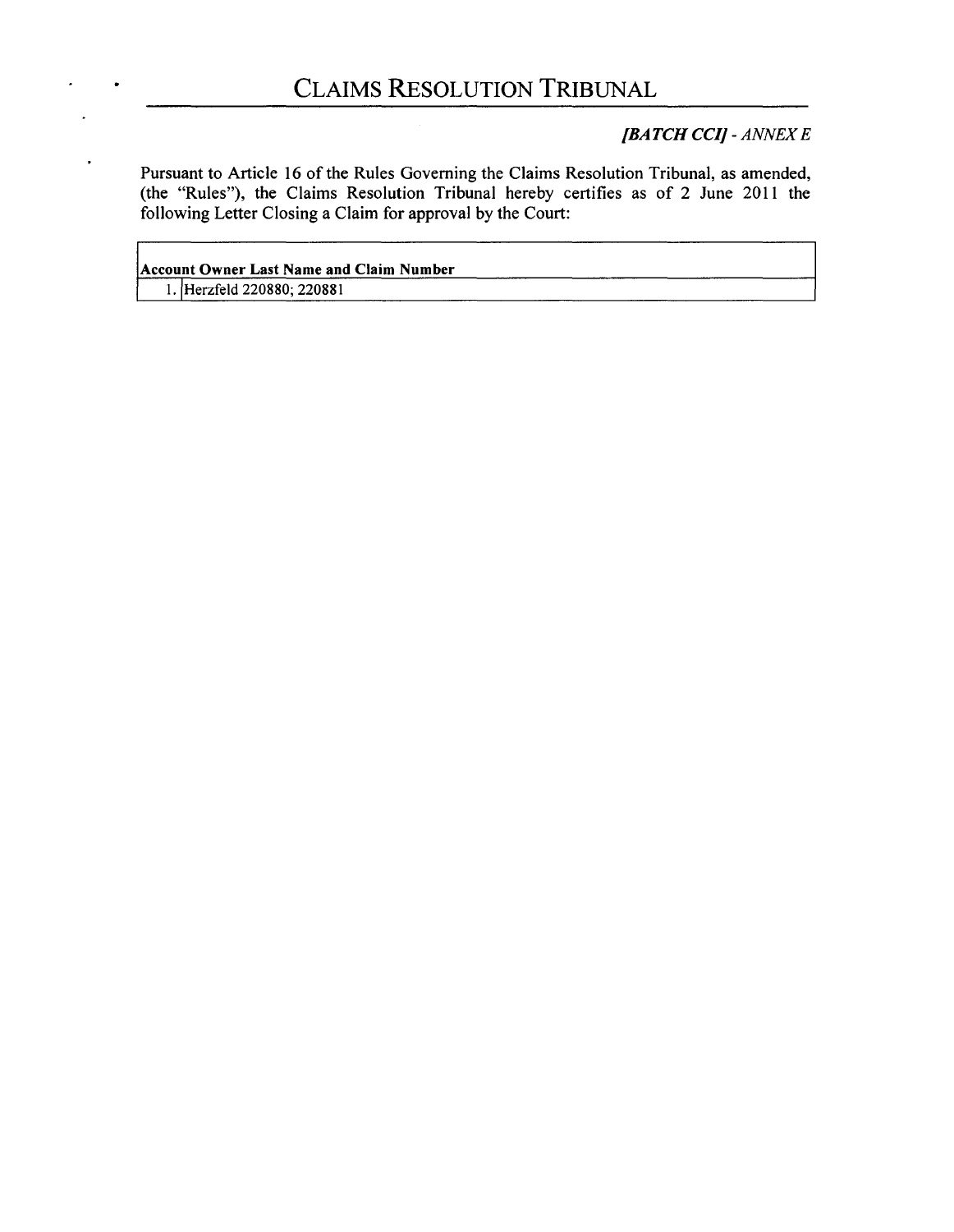# CLAIMS RESOLUTION TRIBUNAL

*[BATCH CCI] - ANNEX E*

Pursuant to Article 16 of the Rules Governing the Claims Resolution Tribunal, as amended, (the "Rules"), the Claims Resolution Tribunal hereby certifies as of 2 June 2011 the following Letter Closing a Claim for approval by the Court:

| | **Account Owner Last Name and Claim Number** |
|---|---|
| 1. | Herzfeld 220880; 220881 |